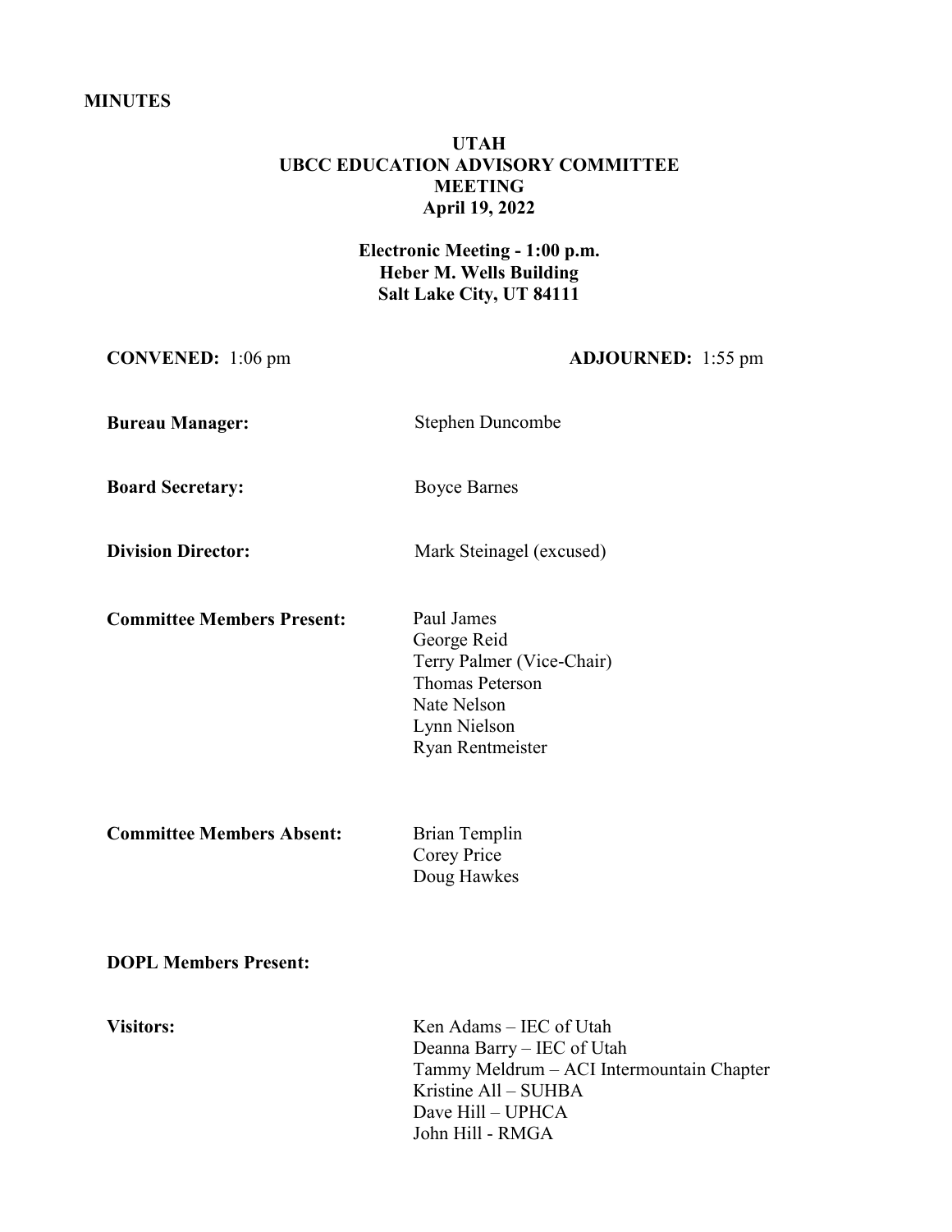**MINUTES**

**UTAH**
**UBCC EDUCATION ADVISORY COMMITTEE**
**MEETING**
**April 19, 2022**

**Electronic Meeting - 1:00 p.m.**
**Heber M. Wells Building**
**Salt Lake City, UT 84111**

**CONVENED:** 1:06 pm

**ADJOURNED:** 1:55 pm

**Bureau Manager:** Stephen Duncombe

**Board Secretary:** Boyce Barnes

**Division Director:** Mark Steinagel (excused)

**Committee Members Present:**
Paul James
George Reid
Terry Palmer (Vice-Chair)
Thomas Peterson
Nate Nelson
Lynn Nielson
Ryan Rentmeister

**Committee Members Absent:**
Brian Templin
Corey Price
Doug Hawkes

**DOPL Members Present:**

**Visitors:**
Ken Adams – IEC of Utah
Deanna Barry – IEC of Utah
Tammy Meldrum – ACI Intermountain Chapter
Kristine All – SUHBA
Dave Hill – UPHCA
John Hill - RMGA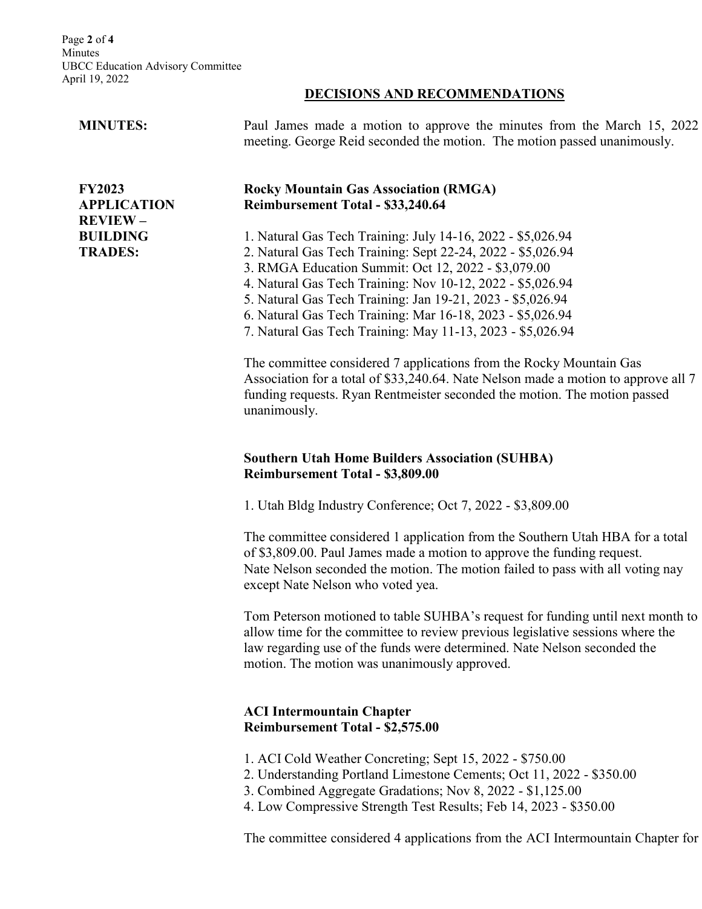## DECISIONS AND RECOMMENDATIONS

**MINUTES:**

Paul James made a motion to approve the minutes from the March 15, 2022 meeting. George Reid seconded the motion. The motion passed unanimously.

**FY2023 APPLICATION REVIEW – BUILDING TRADES:**

**Rocky Mountain Gas Association (RMGA)**
**Reimbursement Total - $33,240.64**

1. Natural Gas Tech Training: July 14-16, 2022 - $5,026.94
2. Natural Gas Tech Training: Sept 22-24, 2022 - $5,026.94
3. RMGA Education Summit: Oct 12, 2022 - $3,079.00
4. Natural Gas Tech Training: Nov 10-12, 2022 - $5,026.94
5. Natural Gas Tech Training: Jan 19-21, 2023 - $5,026.94
6. Natural Gas Tech Training: Mar 16-18, 2023 - $5,026.94
7. Natural Gas Tech Training: May 11-13, 2023 - $5,026.94

The committee considered 7 applications from the Rocky Mountain Gas Association for a total of $33,240.64. Nate Nelson made a motion to approve all 7 funding requests. Ryan Rentmeister seconded the motion. The motion passed unanimously.

**Southern Utah Home Builders Association (SUHBA)**
**Reimbursement Total - $3,809.00**

1. Utah Bldg Industry Conference; Oct 7, 2022 - $3,809.00

The committee considered 1 application from the Southern Utah HBA for a total of $3,809.00. Paul James made a motion to approve the funding request. Nate Nelson seconded the motion. The motion failed to pass with all voting nay except Nate Nelson who voted yea.

Tom Peterson motioned to table SUHBA's request for funding until next month to allow time for the committee to review previous legislative sessions where the law regarding use of the funds were determined. Nate Nelson seconded the motion. The motion was unanimously approved.

**ACI Intermountain Chapter**
**Reimbursement Total - $2,575.00**

1. ACI Cold Weather Concreting; Sept 15, 2022 - $750.00
2. Understanding Portland Limestone Cements; Oct 11, 2022 - $350.00
3. Combined Aggregate Gradations; Nov 8, 2022 - $1,125.00
4. Low Compressive Strength Test Results; Feb 14, 2023 - $350.00

The committee considered 4 applications from the ACI Intermountain Chapter for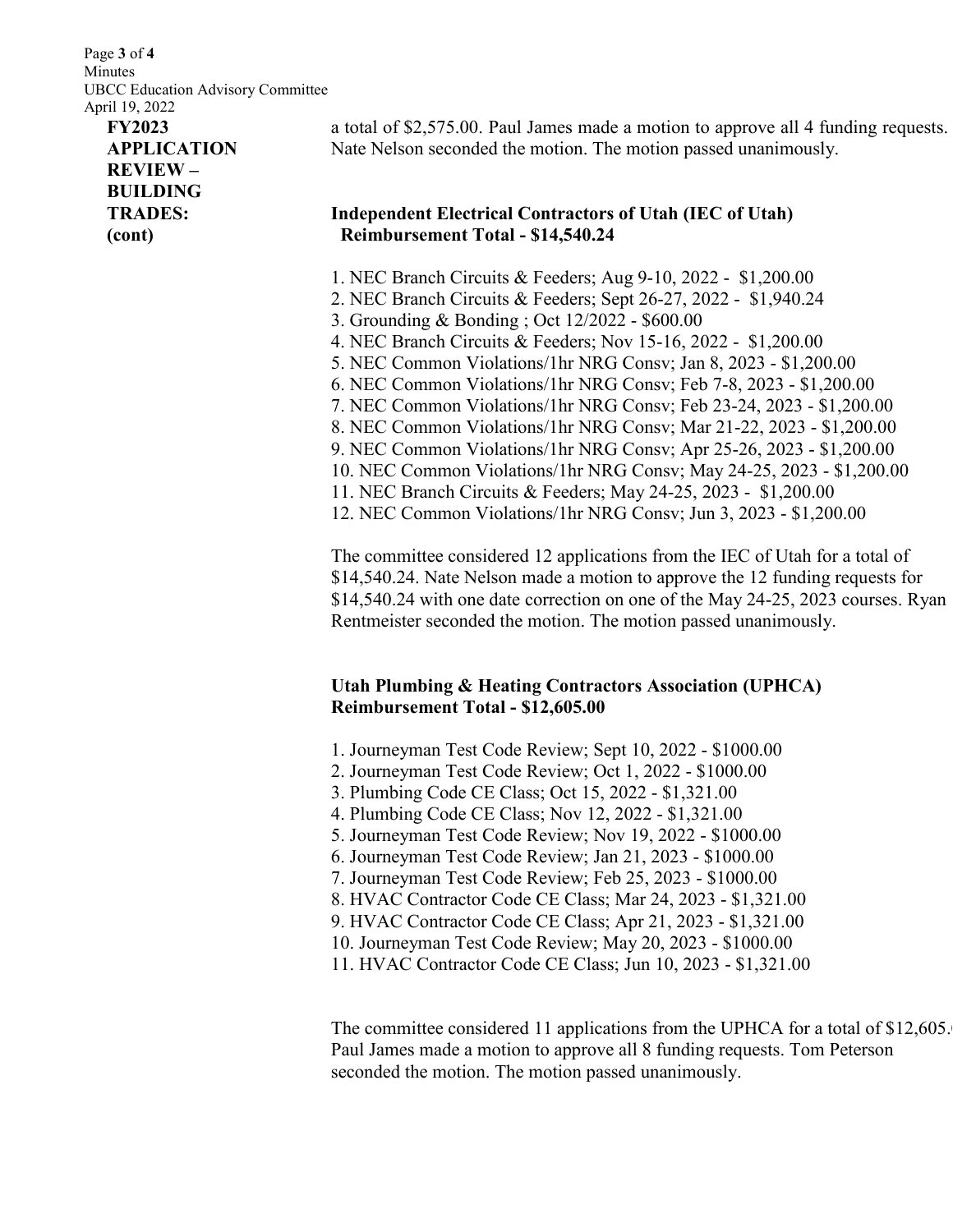**FY2023 APPLICATION REVIEW – BUILDING TRADES: (cont)**

a total of $2,575.00. Paul James made a motion to approve all 4 funding requests. Nate Nelson seconded the motion. The motion passed unanimously.

**Independent Electrical Contractors of Utah (IEC of Utah)**
**Reimbursement Total - $14,540.24**

1. NEC Branch Circuits & Feeders; Aug 9-10, 2022 - $1,200.00
2. NEC Branch Circuits & Feeders; Sept 26-27, 2022 - $1,940.24
3. Grounding & Bonding ; Oct 12/2022 - $600.00
4. NEC Branch Circuits & Feeders; Nov 15-16, 2022 - $1,200.00
5. NEC Common Violations/1hr NRG Consv; Jan 8, 2023 - $1,200.00
6. NEC Common Violations/1hr NRG Consv; Feb 7-8, 2023 - $1,200.00
7. NEC Common Violations/1hr NRG Consv; Feb 23-24, 2023 - $1,200.00
8. NEC Common Violations/1hr NRG Consv; Mar 21-22, 2023 - $1,200.00
9. NEC Common Violations/1hr NRG Consv; Apr 25-26, 2023 - $1,200.00
10. NEC Common Violations/1hr NRG Consv; May 24-25, 2023 - $1,200.00
11. NEC Branch Circuits & Feeders; May 24-25, 2023 - $1,200.00
12. NEC Common Violations/1hr NRG Consv; Jun 3, 2023 - $1,200.00

The committee considered 12 applications from the IEC of Utah for a total of $14,540.24. Nate Nelson made a motion to approve the 12 funding requests for $14,540.24 with one date correction on one of the May 24-25, 2023 courses. Ryan Rentmeister seconded the motion. The motion passed unanimously.

**Utah Plumbing & Heating Contractors Association (UPHCA)**
**Reimbursement Total - $12,605.00**

1. Journeyman Test Code Review; Sept 10, 2022 - $1000.00
2. Journeyman Test Code Review; Oct 1, 2022 - $1000.00
3. Plumbing Code CE Class; Oct 15, 2022 - $1,321.00
4. Plumbing Code CE Class; Nov 12, 2022 - $1,321.00
5. Journeyman Test Code Review; Nov 19, 2022 - $1000.00
6. Journeyman Test Code Review; Jan 21, 2023 - $1000.00
7. Journeyman Test Code Review; Feb 25, 2023 - $1000.00
8. HVAC Contractor Code CE Class; Mar 24, 2023 - $1,321.00
9. HVAC Contractor Code CE Class; Apr 21, 2023 - $1,321.00
10. Journeyman Test Code Review; May 20, 2023 - $1000.00
11. HVAC Contractor Code CE Class; Jun 10, 2023 - $1,321.00

The committee considered 11 applications from the UPHCA for a total of $12,605.00. Paul James made a motion to approve all 8 funding requests. Tom Peterson seconded the motion. The motion passed unanimously.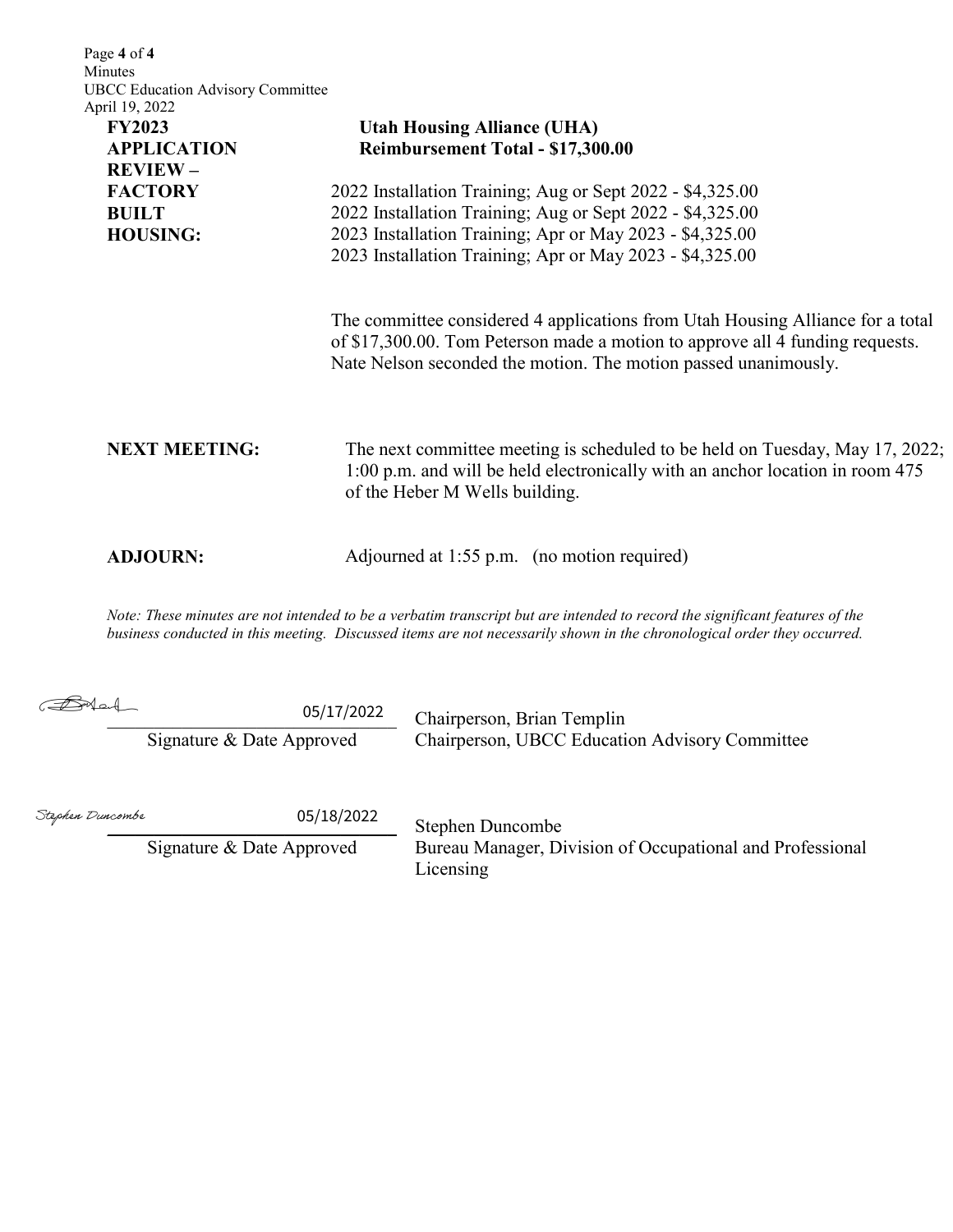**FY2023 APPLICATION REVIEW – FACTORY BUILT HOUSING:**

**Utah Housing Alliance (UHA)**
**Reimbursement Total - $17,300.00**

2022 Installation Training; Aug or Sept 2022 - $4,325.00
2022 Installation Training; Aug or Sept 2022 - $4,325.00
2023 Installation Training; Apr or May 2023 - $4,325.00
2023 Installation Training; Apr or May 2023 - $4,325.00

The committee considered 4 applications from Utah Housing Alliance for a total of $17,300.00. Tom Peterson made a motion to approve all 4 funding requests. Nate Nelson seconded the motion. The motion passed unanimously.

**NEXT MEETING:** The next committee meeting is scheduled to be held on Tuesday, May 17, 2022; 1:00 p.m. and will be held electronically with an anchor location in room 475 of the Heber M Wells building.

**ADJOURN:** Adjourned at 1:55 p.m. (no motion required)

*Note: These minutes are not intended to be a verbatim transcript but are intended to record the significant features of the business conducted in this meeting. Discussed items are not necessarily shown in the chronological order they occurred.*

05/17/2022
Signature & Date Approved

Chairperson, Brian Templin
Chairperson, UBCC Education Advisory Committee

Stephen Duncombe 05/18/2022
Signature & Date Approved

Stephen Duncombe
Bureau Manager, Division of Occupational and Professional Licensing